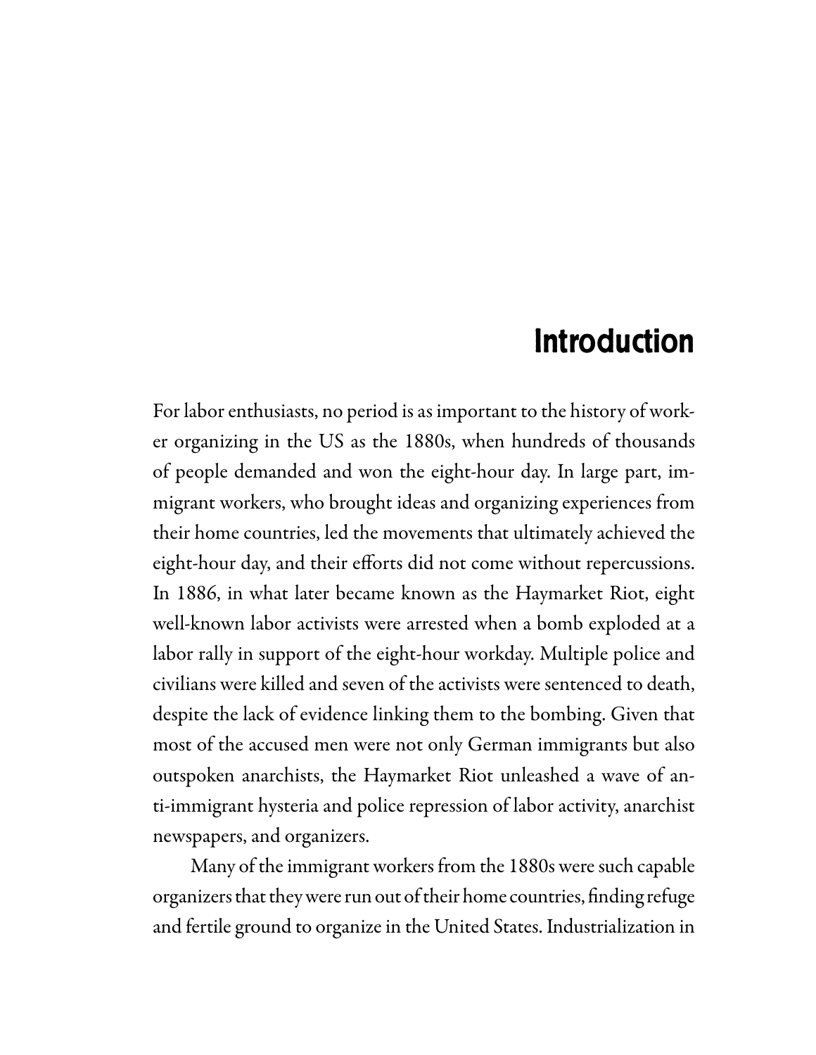# Introduction

For labor enthusiasts, no period is as important to the history of worker organizing in the US as the 1880s, when hundreds of thousands of people demanded and won the eight-hour day. In large part, immigrant workers, who brought ideas and organizing experiences from their home countries, led the movements that ultimately achieved the eight-hour day, and their efforts did not come without repercussions. In 1886, in what later became known as the Haymarket Riot, eight well-known labor activists were arrested when a bomb exploded at a labor rally in support of the eight-hour workday. Multiple police and civilians were killed and seven of the activists were sentenced to death, despite the lack of evidence linking them to the bombing. Given that most of the accused men were not only German immigrants but also outspoken anarchists, the Haymarket Riot unleashed a wave of anti-immigrant hysteria and police repression of labor activity, anarchist newspapers, and organizers.

Many of the immigrant workers from the 1880s were such capable organizers that they were run out of their home countries, finding refuge and fertile ground to organize in the United States. Industrialization in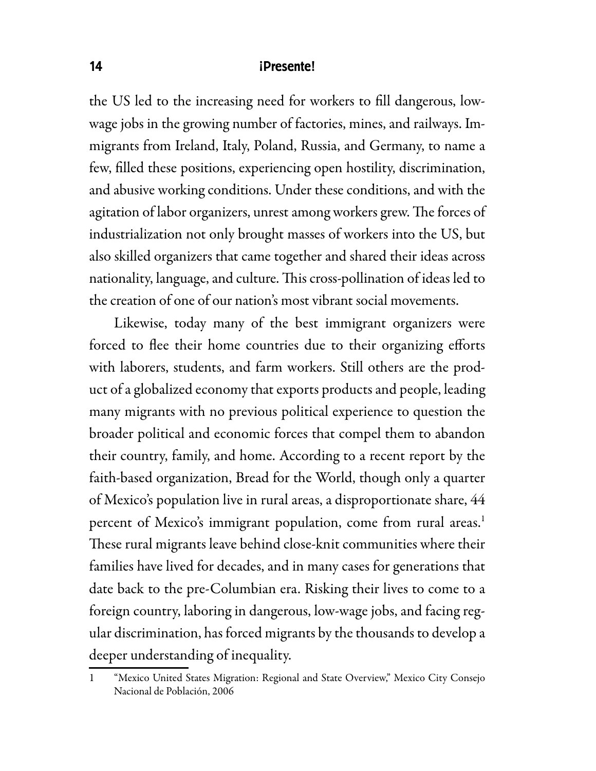the US led to the increasing need for workers to fill dangerous, low-wage jobs in the growing number of factories, mines, and railways. Immigrants from Ireland, Italy, Poland, Russia, and Germany, to name a few, filled these positions, experiencing open hostility, discrimination, and abusive working conditions. Under these conditions, and with the agitation of labor organizers, unrest among workers grew. The forces of industrialization not only brought masses of workers into the US, but also skilled organizers that came together and shared their ideas across nationality, language, and culture. This cross-pollination of ideas led to the creation of one of our nation's most vibrant social movements.

Likewise, today many of the best immigrant organizers were forced to flee their home countries due to their organizing efforts with laborers, students, and farm workers. Still others are the product of a globalized economy that exports products and people, leading many migrants with no previous political experience to question the broader political and economic forces that compel them to abandon their country, family, and home. According to a recent report by the faith-based organization, Bread for the World, though only a quarter of Mexico's population live in rural areas, a disproportionate share, 44 percent of Mexico's immigrant population, come from rural areas.[1] These rural migrants leave behind close-knit communities where their families have lived for decades, and in many cases for generations that date back to the pre-Columbian era. Risking their lives to come to a foreign country, laboring in dangerous, low-wage jobs, and facing regular discrimination, has forced migrants by the thousands to develop a deeper understanding of inequality.

1 "Mexico United States Migration: Regional and State Overview," Mexico City Consejo Nacional de Población, 2006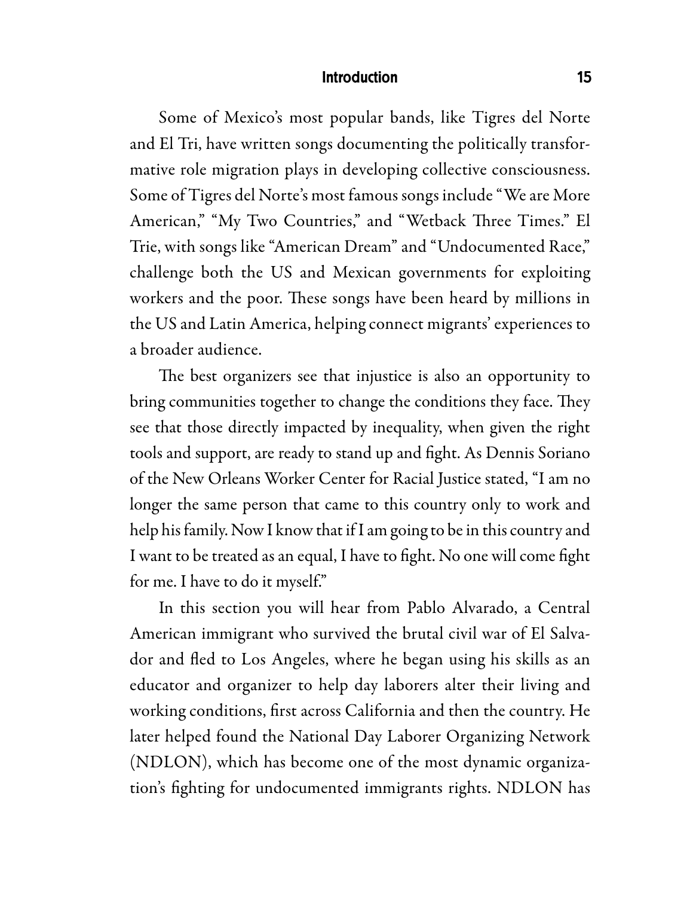Some of Mexico's most popular bands, like Tigres del Norte and El Tri, have written songs documenting the politically transformative role migration plays in developing collective consciousness. Some of Tigres del Norte's most famous songs include "We are More American," "My Two Countries," and "Wetback Three Times." El Trie, with songs like "American Dream" and "Undocumented Race," challenge both the US and Mexican governments for exploiting workers and the poor. These songs have been heard by millions in the US and Latin America, helping connect migrants' experiences to a broader audience.

The best organizers see that injustice is also an opportunity to bring communities together to change the conditions they face. They see that those directly impacted by inequality, when given the right tools and support, are ready to stand up and fight. As Dennis Soriano of the New Orleans Worker Center for Racial Justice stated, "I am no longer the same person that came to this country only to work and help his family. Now I know that if I am going to be in this country and I want to be treated as an equal, I have to fight. No one will come fight for me. I have to do it myself."

In this section you will hear from Pablo Alvarado, a Central American immigrant who survived the brutal civil war of El Salvador and fled to Los Angeles, where he began using his skills as an educator and organizer to help day laborers alter their living and working conditions, first across California and then the country. He later helped found the National Day Laborer Organizing Network (NDLON), which has become one of the most dynamic organization's fighting for undocumented immigrants rights. NDLON has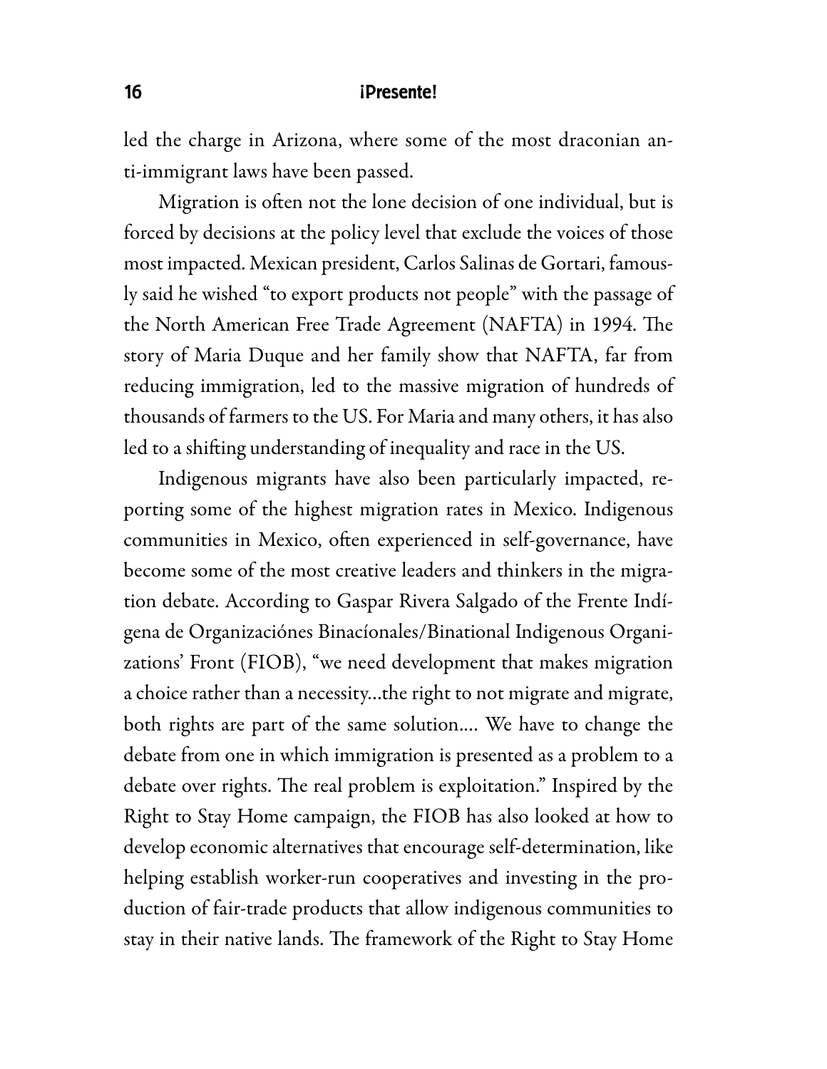led the charge in Arizona, where some of the most draconian anti-immigrant laws have been passed.

Migration is often not the lone decision of one individual, but is forced by decisions at the policy level that exclude the voices of those most impacted. Mexican president, Carlos Salinas de Gortari, famously said he wished "to export products not people" with the passage of the North American Free Trade Agreement (NAFTA) in 1994. The story of Maria Duque and her family show that NAFTA, far from reducing immigration, led to the massive migration of hundreds of thousands of farmers to the US. For Maria and many others, it has also led to a shifting understanding of inequality and race in the US.

Indigenous migrants have also been particularly impacted, reporting some of the highest migration rates in Mexico. Indigenous communities in Mexico, often experienced in self-governance, have become some of the most creative leaders and thinkers in the migration debate. According to Gaspar Rivera Salgado of the Frente Indígena de Organizaciónes Binacíonales/Binational Indigenous Organizations' Front (FIOB), "we need development that makes migration a choice rather than a necessity…the right to not migrate and migrate, both rights are part of the same solution…. We have to change the debate from one in which immigration is presented as a problem to a debate over rights. The real problem is exploitation." Inspired by the Right to Stay Home campaign, the FIOB has also looked at how to develop economic alternatives that encourage self-determination, like helping establish worker-run cooperatives and investing in the production of fair-trade products that allow indigenous communities to stay in their native lands. The framework of the Right to Stay Home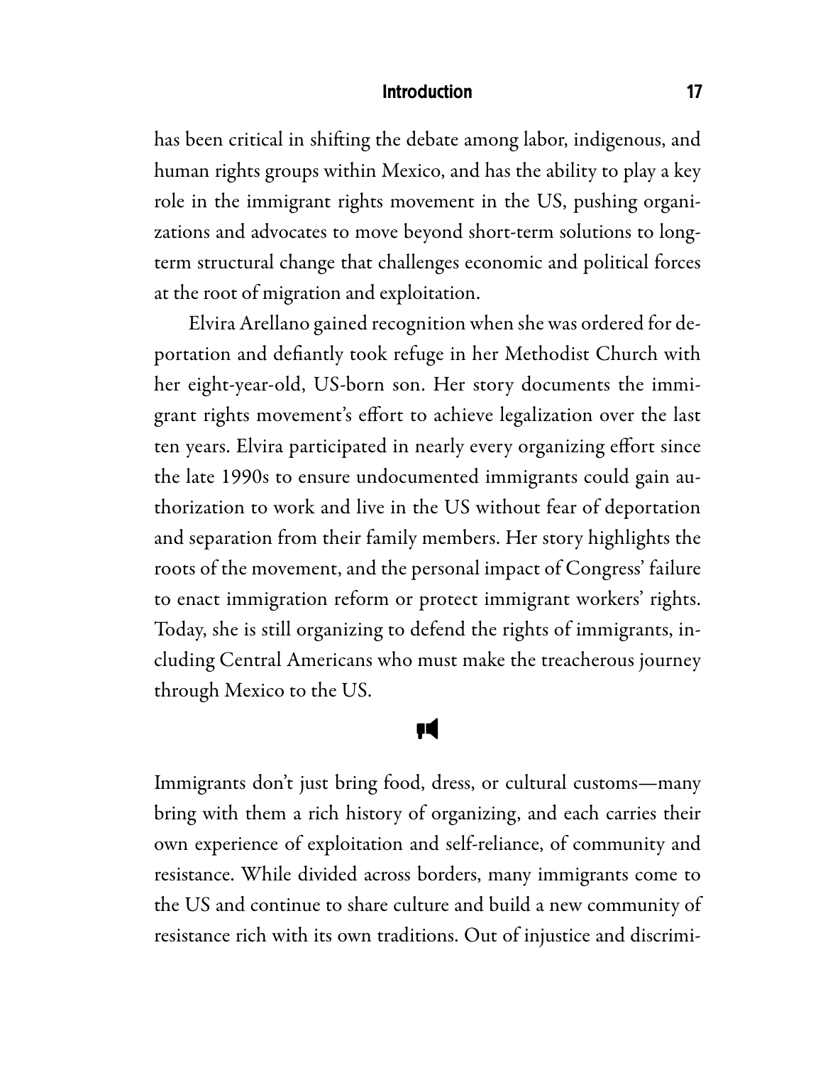has been critical in shifting the debate among labor, indigenous, and human rights groups within Mexico, and has the ability to play a key role in the immigrant rights movement in the US, pushing organizations and advocates to move beyond short-term solutions to long-term structural change that challenges economic and political forces at the root of migration and exploitation.

Elvira Arellano gained recognition when she was ordered for deportation and defiantly took refuge in her Methodist Church with her eight-year-old, US-born son. Her story documents the immigrant rights movement's effort to achieve legalization over the last ten years. Elvira participated in nearly every organizing effort since the late 1990s to ensure undocumented immigrants could gain authorization to work and live in the US without fear of deportation and separation from their family members. Her story highlights the roots of the movement, and the personal impact of Congress' failure to enact immigration reform or protect immigrant workers' rights. Today, she is still organizing to defend the rights of immigrants, including Central Americans who must make the treacherous journey through Mexico to the US.

Immigrants don't just bring food, dress, or cultural customs—many bring with them a rich history of organizing, and each carries their own experience of exploitation and self-reliance, of community and resistance. While divided across borders, many immigrants come to the US and continue to share culture and build a new community of resistance rich with its own traditions. Out of injustice and discrimi-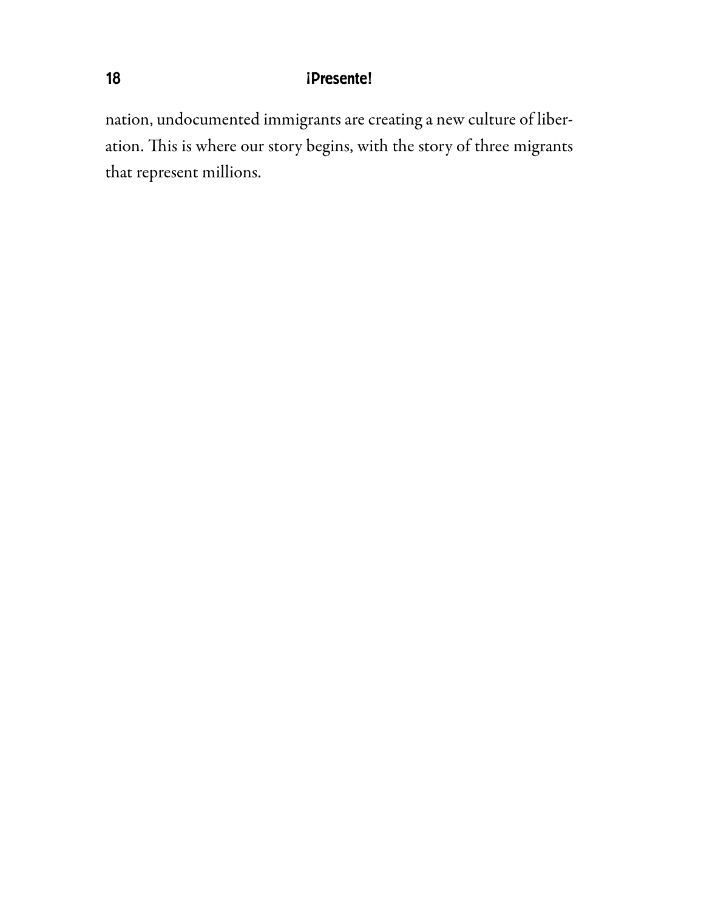nation, undocumented immigrants are creating a new culture of liberation. This is where our story begins, with the story of three migrants that represent millions.